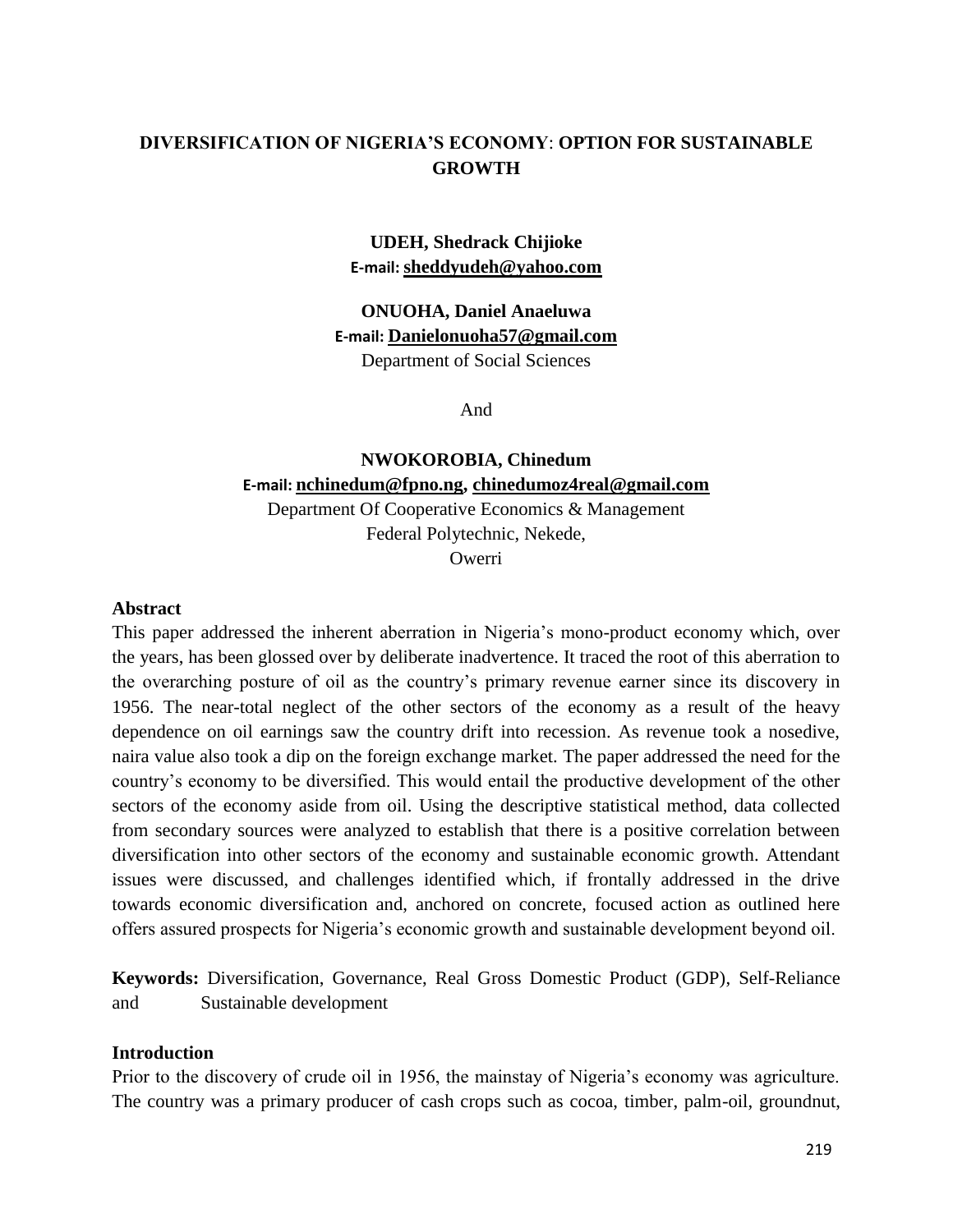# DIVERSIFICATION OF NIGERIA'S ECONOMY: OPTION FOR SUSTAINABLE GROWTH

**UDEH, Shedrack Chijioke**
**E-mail: sheddyudeh@yahoo.com**

**ONUOHA, Daniel Anaeluwa**
**E-mail: Danielonuoha57@gmail.com**
Department of Social Sciences

And

**NWOKOROBIA, Chinedum**
**E-mail: nchinedum@fpno.ng, chinedumoz4real@gmail.com**
Department Of Cooperative Economics & Management
Federal Polytechnic, Nekede,
Owerri

## Abstract

This paper addressed the inherent aberration in Nigeria's mono-product economy which, over the years, has been glossed over by deliberate inadvertence. It traced the root of this aberration to the overarching posture of oil as the country's primary revenue earner since its discovery in 1956. The near-total neglect of the other sectors of the economy as a result of the heavy dependence on oil earnings saw the country drift into recession. As revenue took a nosedive, naira value also took a dip on the foreign exchange market. The paper addressed the need for the country's economy to be diversified. This would entail the productive development of the other sectors of the economy aside from oil. Using the descriptive statistical method, data collected from secondary sources were analyzed to establish that there is a positive correlation between diversification into other sectors of the economy and sustainable economic growth. Attendant issues were discussed, and challenges identified which, if frontally addressed in the drive towards economic diversification and, anchored on concrete, focused action as outlined here offers assured prospects for Nigeria's economic growth and sustainable development beyond oil.

**Keywords:** Diversification, Governance, Real Gross Domestic Product (GDP), Self-Reliance and Sustainable development

## Introduction

Prior to the discovery of crude oil in 1956, the mainstay of Nigeria's economy was agriculture. The country was a primary producer of cash crops such as cocoa, timber, palm-oil, groundnut,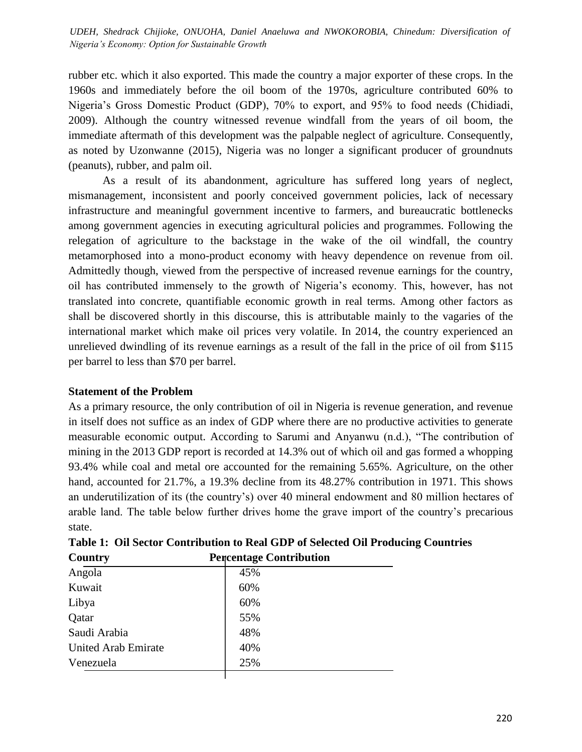rubber etc. which it also exported. This made the country a major exporter of these crops. In the 1960s and immediately before the oil boom of the 1970s, agriculture contributed 60% to Nigeria's Gross Domestic Product (GDP), 70% to export, and 95% to food needs (Chidiadi, 2009). Although the country witnessed revenue windfall from the years of oil boom, the immediate aftermath of this development was the palpable neglect of agriculture. Consequently, as noted by Uzonwanne (2015), Nigeria was no longer a significant producer of groundnuts (peanuts), rubber, and palm oil.

As a result of its abandonment, agriculture has suffered long years of neglect, mismanagement, inconsistent and poorly conceived government policies, lack of necessary infrastructure and meaningful government incentive to farmers, and bureaucratic bottlenecks among government agencies in executing agricultural policies and programmes. Following the relegation of agriculture to the backstage in the wake of the oil windfall, the country metamorphosed into a mono-product economy with heavy dependence on revenue from oil. Admittedly though, viewed from the perspective of increased revenue earnings for the country, oil has contributed immensely to the growth of Nigeria's economy. This, however, has not translated into concrete, quantifiable economic growth in real terms. Among other factors as shall be discovered shortly in this discourse, this is attributable mainly to the vagaries of the international market which make oil prices very volatile. In 2014, the country experienced an unrelieved dwindling of its revenue earnings as a result of the fall in the price of oil from $115 per barrel to less than $70 per barrel.

**Statement of the Problem**

As a primary resource, the only contribution of oil in Nigeria is revenue generation, and revenue in itself does not suffice as an index of GDP where there are no productive activities to generate measurable economic output. According to Sarumi and Anyanwu (n.d.), "The contribution of mining in the 2013 GDP report is recorded at 14.3% out of which oil and gas formed a whopping 93.4% while coal and metal ore accounted for the remaining 5.65%. Agriculture, on the other hand, accounted for 21.7%, a 19.3% decline from its 48.27% contribution in 1971. This shows an underutilization of its (the country's) over 40 mineral endowment and 80 million hectares of arable land. The table below further drives home the grave import of the country's precarious state.

**Table 1: Oil Sector Contribution to Real GDP of Selected Oil Producing Countries**

| Country | Percentage Contribution |
|---|---|
| Angola | 45% |
| Kuwait | 60% |
| Libya | 60% |
| Qatar | 55% |
| Saudi Arabia | 48% |
| United Arab Emirate | 40% |
| Venezuela | 25% |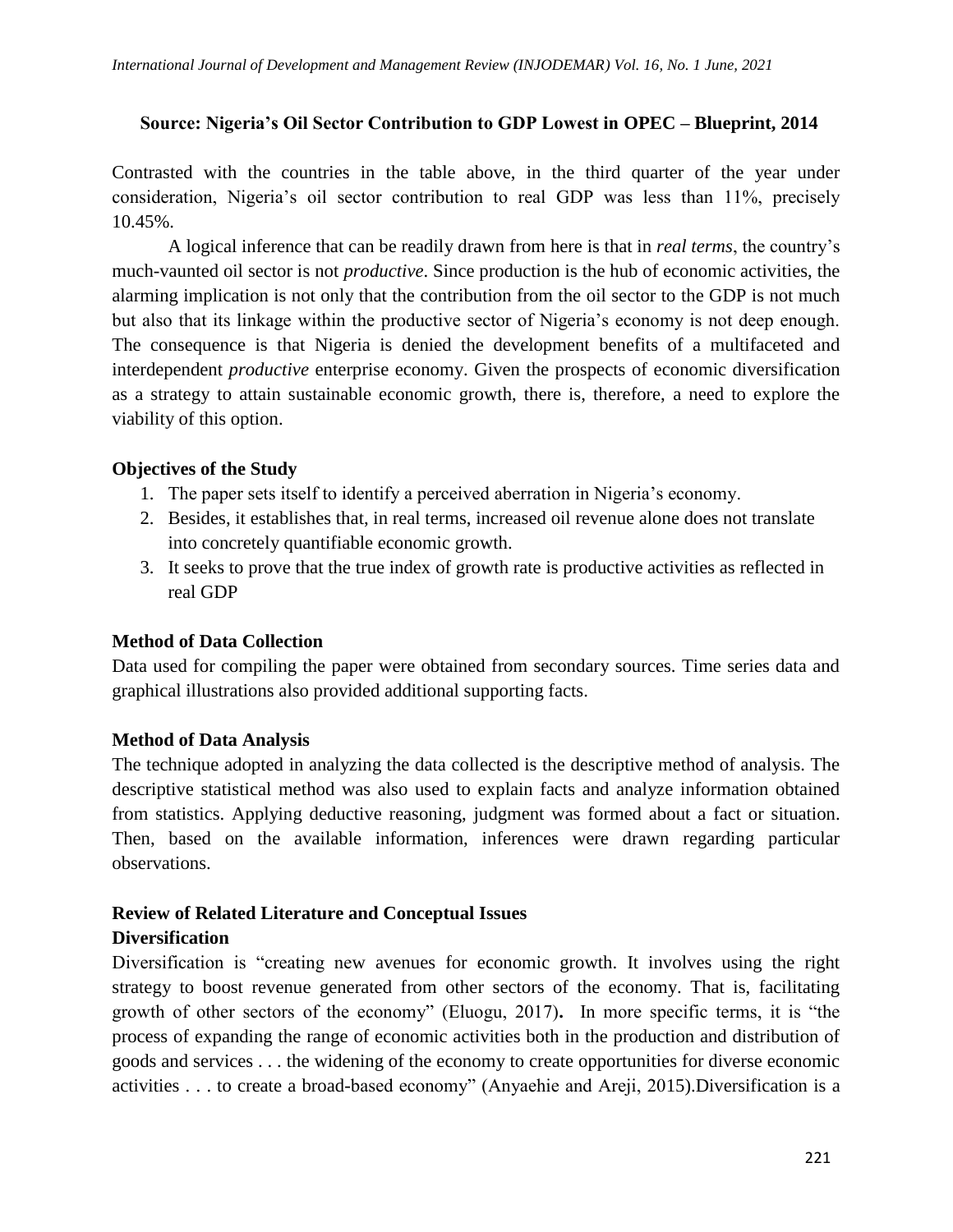**Source: Nigeria's Oil Sector Contribution to GDP Lowest in OPEC – Blueprint, 2014**

Contrasted with the countries in the table above, in the third quarter of the year under consideration, Nigeria's oil sector contribution to real GDP was less than 11%, precisely 10.45%.

A logical inference that can be readily drawn from here is that in *real terms*, the country's much-vaunted oil sector is not *productive*. Since production is the hub of economic activities, the alarming implication is not only that the contribution from the oil sector to the GDP is not much but also that its linkage within the productive sector of Nigeria's economy is not deep enough. The consequence is that Nigeria is denied the development benefits of a multifaceted and interdependent *productive* enterprise economy. Given the prospects of economic diversification as a strategy to attain sustainable economic growth, there is, therefore, a need to explore the viability of this option.

## Objectives of the Study

1. The paper sets itself to identify a perceived aberration in Nigeria's economy.
2. Besides, it establishes that, in real terms, increased oil revenue alone does not translate into concretely quantifiable economic growth.
3. It seeks to prove that the true index of growth rate is productive activities as reflected in real GDP

## Method of Data Collection

Data used for compiling the paper were obtained from secondary sources. Time series data and graphical illustrations also provided additional supporting facts.

## Method of Data Analysis

The technique adopted in analyzing the data collected is the descriptive method of analysis. The descriptive statistical method was also used to explain facts and analyze information obtained from statistics. Applying deductive reasoning, judgment was formed about a fact or situation. Then, based on the available information, inferences were drawn regarding particular observations.

## Review of Related Literature and Conceptual Issues

### Diversification

Diversification is "creating new avenues for economic growth. It involves using the right strategy to boost revenue generated from other sectors of the economy. That is, facilitating growth of other sectors of the economy" (Eluogu, 2017). In more specific terms, it is "the process of expanding the range of economic activities both in the production and distribution of goods and services . . . the widening of the economy to create opportunities for diverse economic activities . . . to create a broad-based economy" (Anyaehie and Areji, 2015).Diversification is a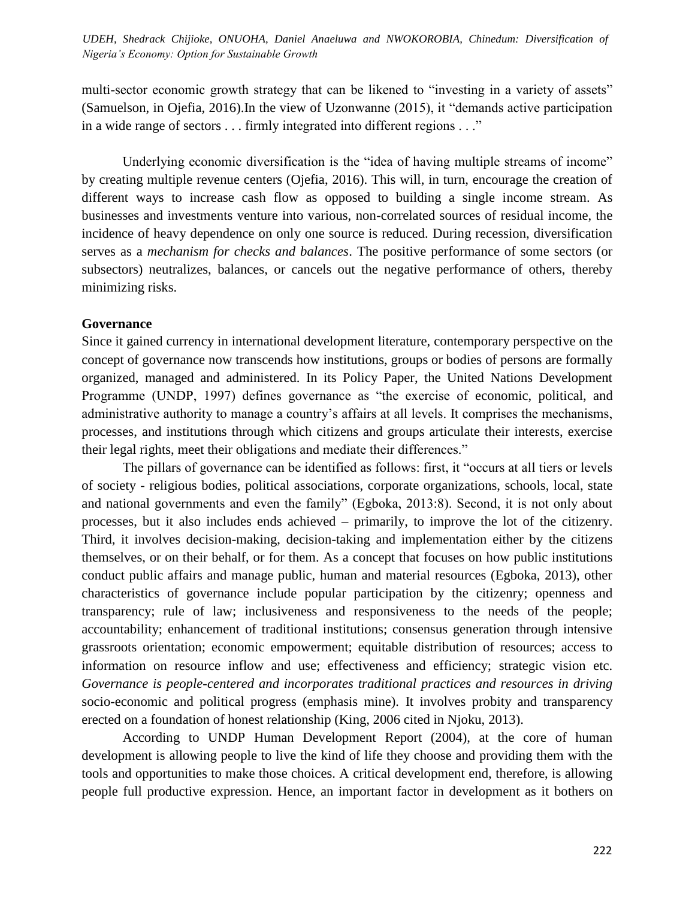multi-sector economic growth strategy that can be likened to "investing in a variety of assets" (Samuelson, in Ojefia, 2016).In the view of Uzonwanne (2015), it "demands active participation in a wide range of sectors . . . firmly integrated into different regions . . ."

Underlying economic diversification is the "idea of having multiple streams of income" by creating multiple revenue centers (Ojefia, 2016). This will, in turn, encourage the creation of different ways to increase cash flow as opposed to building a single income stream. As businesses and investments venture into various, non-correlated sources of residual income, the incidence of heavy dependence on only one source is reduced. During recession, diversification serves as a *mechanism for checks and balances*. The positive performance of some sectors (or subsectors) neutralizes, balances, or cancels out the negative performance of others, thereby minimizing risks.

**Governance**

Since it gained currency in international development literature, contemporary perspective on the concept of governance now transcends how institutions, groups or bodies of persons are formally organized, managed and administered. In its Policy Paper, the United Nations Development Programme (UNDP, 1997) defines governance as "the exercise of economic, political, and administrative authority to manage a country's affairs at all levels. It comprises the mechanisms, processes, and institutions through which citizens and groups articulate their interests, exercise their legal rights, meet their obligations and mediate their differences."

The pillars of governance can be identified as follows: first, it "occurs at all tiers or levels of society - religious bodies, political associations, corporate organizations, schools, local, state and national governments and even the family" (Egboka, 2013:8). Second, it is not only about processes, but it also includes ends achieved – primarily, to improve the lot of the citizenry. Third, it involves decision-making, decision-taking and implementation either by the citizens themselves, or on their behalf, or for them. As a concept that focuses on how public institutions conduct public affairs and manage public, human and material resources (Egboka, 2013), other characteristics of governance include popular participation by the citizenry; openness and transparency; rule of law; inclusiveness and responsiveness to the needs of the people; accountability; enhancement of traditional institutions; consensus generation through intensive grassroots orientation; economic empowerment; equitable distribution of resources; access to information on resource inflow and use; effectiveness and efficiency; strategic vision etc. *Governance is people-centered and incorporates traditional practices and resources in driving* socio-economic and political progress (emphasis mine). It involves probity and transparency erected on a foundation of honest relationship (King, 2006 cited in Njoku, 2013).

According to UNDP Human Development Report (2004), at the core of human development is allowing people to live the kind of life they choose and providing them with the tools and opportunities to make those choices. A critical development end, therefore, is allowing people full productive expression. Hence, an important factor in development as it bothers on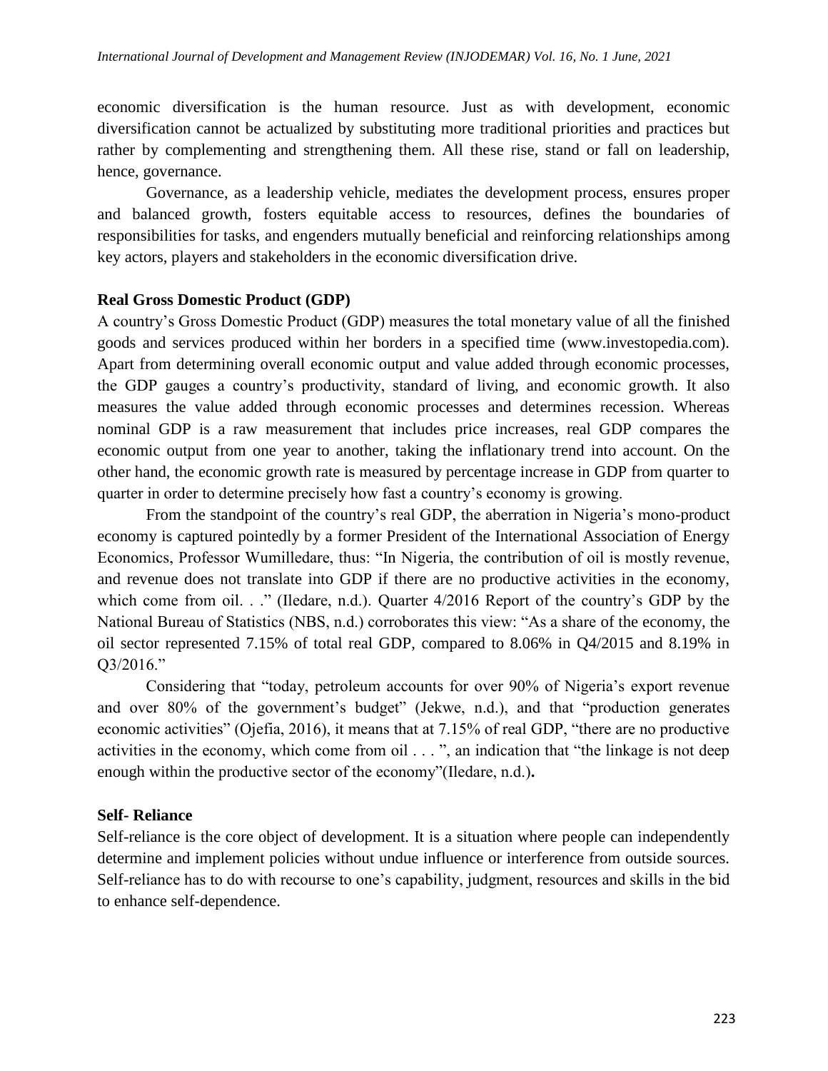economic diversification is the human resource. Just as with development, economic diversification cannot be actualized by substituting more traditional priorities and practices but rather by complementing and strengthening them. All these rise, stand or fall on leadership, hence, governance.

Governance, as a leadership vehicle, mediates the development process, ensures proper and balanced growth, fosters equitable access to resources, defines the boundaries of responsibilities for tasks, and engenders mutually beneficial and reinforcing relationships among key actors, players and stakeholders in the economic diversification drive.

**Real Gross Domestic Product (GDP)**

A country's Gross Domestic Product (GDP) measures the total monetary value of all the finished goods and services produced within her borders in a specified time (www.investopedia.com). Apart from determining overall economic output and value added through economic processes, the GDP gauges a country's productivity, standard of living, and economic growth. It also measures the value added through economic processes and determines recession. Whereas nominal GDP is a raw measurement that includes price increases, real GDP compares the economic output from one year to another, taking the inflationary trend into account. On the other hand, the economic growth rate is measured by percentage increase in GDP from quarter to quarter in order to determine precisely how fast a country's economy is growing.

From the standpoint of the country's real GDP, the aberration in Nigeria's mono-product economy is captured pointedly by a former President of the International Association of Energy Economics, Professor Wumilledare, thus: "In Nigeria, the contribution of oil is mostly revenue, and revenue does not translate into GDP if there are no productive activities in the economy, which come from oil. . ." (Iledare, n.d.). Quarter 4/2016 Report of the country's GDP by the National Bureau of Statistics (NBS, n.d.) corroborates this view: "As a share of the economy, the oil sector represented 7.15% of total real GDP, compared to 8.06% in Q4/2015 and 8.19% in Q3/2016."

Considering that "today, petroleum accounts for over 90% of Nigeria's export revenue and over 80% of the government's budget" (Jekwe, n.d.), and that "production generates economic activities" (Ojefia, 2016), it means that at 7.15% of real GDP, "there are no productive activities in the economy, which come from oil . . . ", an indication that "the linkage is not deep enough within the productive sector of the economy"(Iledare, n.d.)**.**

**Self- Reliance**

Self-reliance is the core object of development. It is a situation where people can independently determine and implement policies without undue influence or interference from outside sources. Self-reliance has to do with recourse to one's capability, judgment, resources and skills in the bid to enhance self-dependence.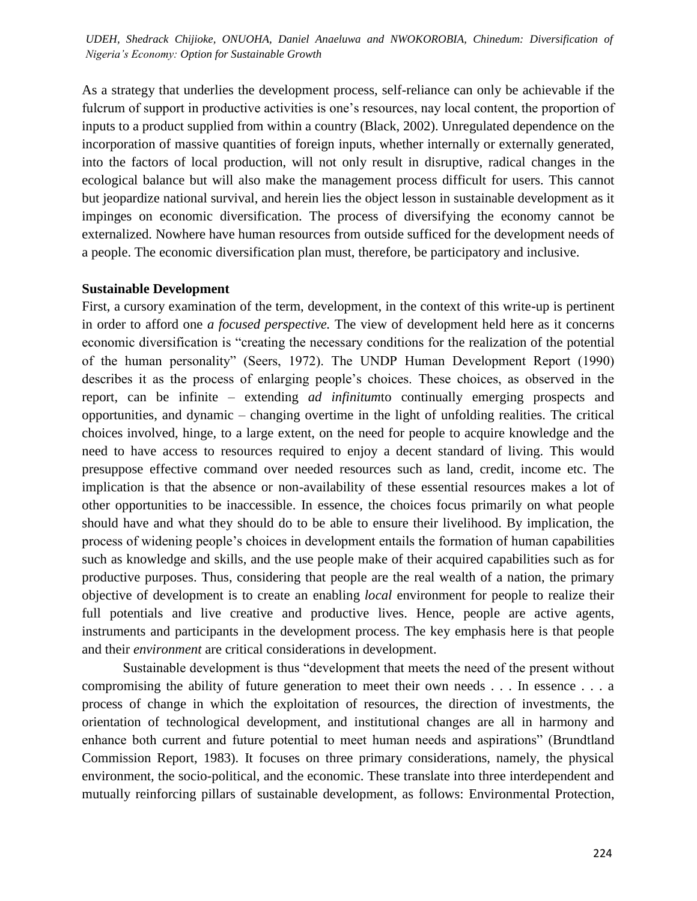As a strategy that underlies the development process, self-reliance can only be achievable if the fulcrum of support in productive activities is one's resources, nay local content, the proportion of inputs to a product supplied from within a country (Black, 2002). Unregulated dependence on the incorporation of massive quantities of foreign inputs, whether internally or externally generated, into the factors of local production, will not only result in disruptive, radical changes in the ecological balance but will also make the management process difficult for users. This cannot but jeopardize national survival, and herein lies the object lesson in sustainable development as it impinges on economic diversification. The process of diversifying the economy cannot be externalized. Nowhere have human resources from outside sufficed for the development needs of a people. The economic diversification plan must, therefore, be participatory and inclusive.

**Sustainable Development**

First, a cursory examination of the term, development, in the context of this write-up is pertinent in order to afford one *a focused perspective.* The view of development held here as it concerns economic diversification is "creating the necessary conditions for the realization of the potential of the human personality" (Seers, 1972). The UNDP Human Development Report (1990) describes it as the process of enlarging people's choices. These choices, as observed in the report, can be infinite – extending *ad infinitum*to continually emerging prospects and opportunities, and dynamic – changing overtime in the light of unfolding realities. The critical choices involved, hinge, to a large extent, on the need for people to acquire knowledge and the need to have access to resources required to enjoy a decent standard of living. This would presuppose effective command over needed resources such as land, credit, income etc. The implication is that the absence or non-availability of these essential resources makes a lot of other opportunities to be inaccessible. In essence, the choices focus primarily on what people should have and what they should do to be able to ensure their livelihood. By implication, the process of widening people's choices in development entails the formation of human capabilities such as knowledge and skills, and the use people make of their acquired capabilities such as for productive purposes. Thus, considering that people are the real wealth of a nation, the primary objective of development is to create an enabling *local* environment for people to realize their full potentials and live creative and productive lives. Hence, people are active agents, instruments and participants in the development process. The key emphasis here is that people and their *environment* are critical considerations in development.

Sustainable development is thus "development that meets the need of the present without compromising the ability of future generation to meet their own needs . . . In essence . . . a process of change in which the exploitation of resources, the direction of investments, the orientation of technological development, and institutional changes are all in harmony and enhance both current and future potential to meet human needs and aspirations" (Brundtland Commission Report, 1983). It focuses on three primary considerations, namely, the physical environment, the socio-political, and the economic. These translate into three interdependent and mutually reinforcing pillars of sustainable development, as follows: Environmental Protection,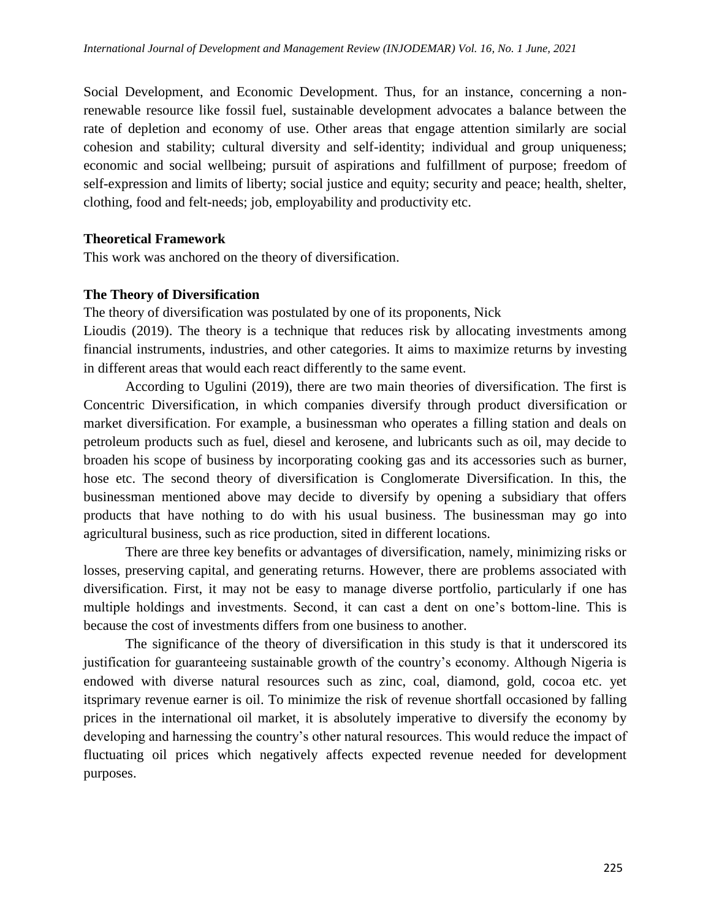Social Development, and Economic Development. Thus, for an instance, concerning a non-renewable resource like fossil fuel, sustainable development advocates a balance between the rate of depletion and economy of use. Other areas that engage attention similarly are social cohesion and stability; cultural diversity and self-identity; individual and group uniqueness; economic and social wellbeing; pursuit of aspirations and fulfillment of purpose; freedom of self-expression and limits of liberty; social justice and equity; security and peace; health, shelter, clothing, food and felt-needs; job, employability and productivity etc.

**Theoretical Framework**

This work was anchored on the theory of diversification.

**The Theory of Diversification**

The theory of diversification was postulated by one of its proponents, Nick Lioudis (2019). The theory is a technique that reduces risk by allocating investments among financial instruments, industries, and other categories. It aims to maximize returns by investing in different areas that would each react differently to the same event.

According to Ugulini (2019), there are two main theories of diversification. The first is Concentric Diversification, in which companies diversify through product diversification or market diversification. For example, a businessman who operates a filling station and deals on petroleum products such as fuel, diesel and kerosene, and lubricants such as oil, may decide to broaden his scope of business by incorporating cooking gas and its accessories such as burner, hose etc. The second theory of diversification is Conglomerate Diversification. In this, the businessman mentioned above may decide to diversify by opening a subsidiary that offers products that have nothing to do with his usual business. The businessman may go into agricultural business, such as rice production, sited in different locations.

There are three key benefits or advantages of diversification, namely, minimizing risks or losses, preserving capital, and generating returns. However, there are problems associated with diversification. First, it may not be easy to manage diverse portfolio, particularly if one has multiple holdings and investments. Second, it can cast a dent on one's bottom-line. This is because the cost of investments differs from one business to another.

The significance of the theory of diversification in this study is that it underscored its justification for guaranteeing sustainable growth of the country's economy. Although Nigeria is endowed with diverse natural resources such as zinc, coal, diamond, gold, cocoa etc. yet itsprimary revenue earner is oil. To minimize the risk of revenue shortfall occasioned by falling prices in the international oil market, it is absolutely imperative to diversify the economy by developing and harnessing the country's other natural resources. This would reduce the impact of fluctuating oil prices which negatively affects expected revenue needed for development purposes.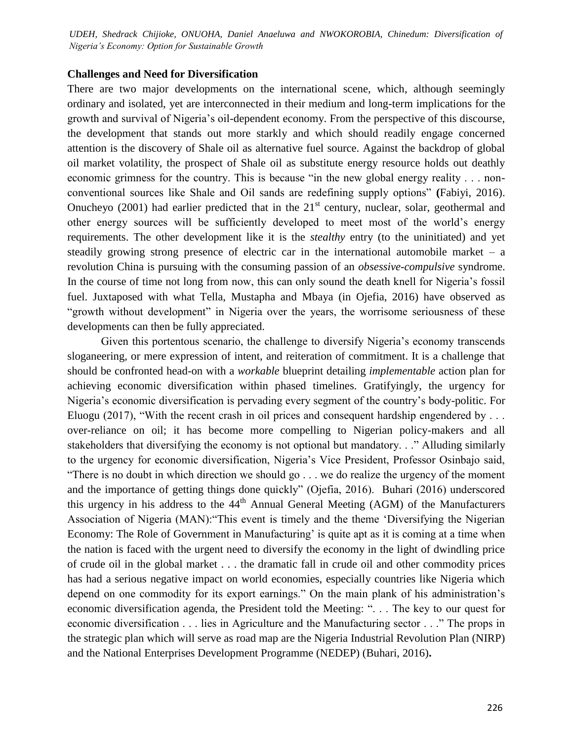## Challenges and Need for Diversification

There are two major developments on the international scene, which, although seemingly ordinary and isolated, yet are interconnected in their medium and long-term implications for the growth and survival of Nigeria's oil-dependent economy. From the perspective of this discourse, the development that stands out more starkly and which should readily engage concerned attention is the discovery of Shale oil as alternative fuel source. Against the backdrop of global oil market volatility, the prospect of Shale oil as substitute energy resource holds out deathly economic grimness for the country. This is because "in the new global energy reality . . . non-conventional sources like Shale and Oil sands are redefining supply options" **(**Fabiyi, 2016). Onucheyo (2001) had earlier predicted that in the 21st century, nuclear, solar, geothermal and other energy sources will be sufficiently developed to meet most of the world's energy requirements. The other development like it is the *stealthy* entry (to the uninitiated) and yet steadily growing strong presence of electric car in the international automobile market – a revolution China is pursuing with the consuming passion of an *obsessive-compulsive* syndrome. In the course of time not long from now, this can only sound the death knell for Nigeria's fossil fuel. Juxtaposed with what Tella, Mustapha and Mbaya (in Ojefia, 2016) have observed as "growth without development" in Nigeria over the years, the worrisome seriousness of these developments can then be fully appreciated.

Given this portentous scenario, the challenge to diversify Nigeria's economy transcends sloganeering, or mere expression of intent, and reiteration of commitment. It is a challenge that should be confronted head-on with a *workable* blueprint detailing *implementable* action plan for achieving economic diversification within phased timelines. Gratifyingly, the urgency for Nigeria's economic diversification is pervading every segment of the country's body-politic. For Eluogu (2017), "With the recent crash in oil prices and consequent hardship engendered by . . . over-reliance on oil; it has become more compelling to Nigerian policy-makers and all stakeholders that diversifying the economy is not optional but mandatory. . ." Alluding similarly to the urgency for economic diversification, Nigeria's Vice President, Professor Osinbajo said, "There is no doubt in which direction we should go . . . we do realize the urgency of the moment and the importance of getting things done quickly" (Ojefia, 2016). Buhari (2016) underscored this urgency in his address to the 44th Annual General Meeting (AGM) of the Manufacturers Association of Nigeria (MAN):"This event is timely and the theme 'Diversifying the Nigerian Economy: The Role of Government in Manufacturing' is quite apt as it is coming at a time when the nation is faced with the urgent need to diversify the economy in the light of dwindling price of crude oil in the global market . . . the dramatic fall in crude oil and other commodity prices has had a serious negative impact on world economies, especially countries like Nigeria which depend on one commodity for its export earnings." On the main plank of his administration's economic diversification agenda, the President told the Meeting: ". . . The key to our quest for economic diversification . . . lies in Agriculture and the Manufacturing sector . . ." The props in the strategic plan which will serve as road map are the Nigeria Industrial Revolution Plan (NIRP) and the National Enterprises Development Programme (NEDEP) (Buhari, 2016)**.**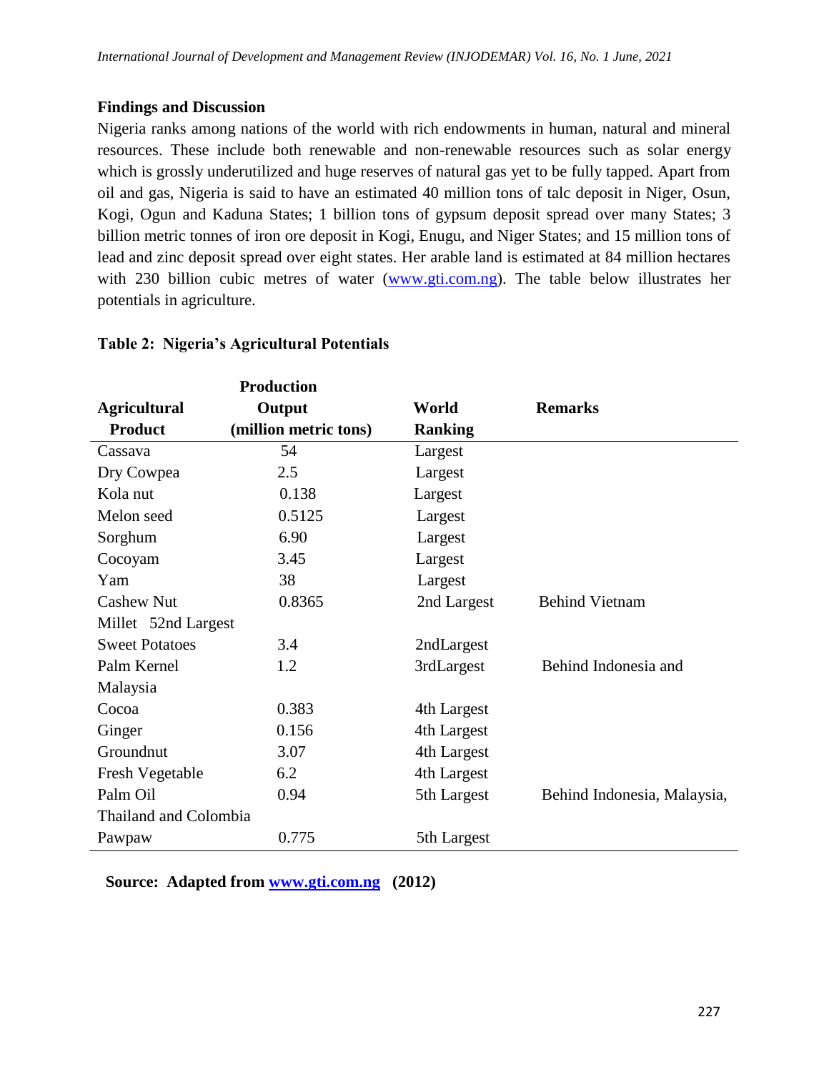## Findings and Discussion

Nigeria ranks among nations of the world with rich endowments in human, natural and mineral resources. These include both renewable and non-renewable resources such as solar energy which is grossly underutilized and huge reserves of natural gas yet to be fully tapped. Apart from oil and gas, Nigeria is said to have an estimated 40 million tons of talc deposit in Niger, Osun, Kogi, Ogun and Kaduna States; 1 billion tons of gypsum deposit spread over many States; 3 billion metric tonnes of iron ore deposit in Kogi, Enugu, and Niger States; and 15 million tons of lead and zinc deposit spread over eight states. Her arable land is estimated at 84 million hectares with 230 billion cubic metres of water (www.gti.com.ng). The table below illustrates her potentials in agriculture.

**Table 2: Nigeria's Agricultural Potentials**

| Agricultural Product | Production Output (million metric tons) | World Ranking | Remarks |
|---|---|---|---|
| Cassava | 54 | Largest | |
| Dry Cowpea | 2.5 | Largest | |
| Kola nut | 0.138 | Largest | |
| Melon seed | 0.5125 | Largest | |
| Sorghum | 6.90 | Largest | |
| Cocoyam | 3.45 | Largest | |
| Yam | 38 | Largest | |
| Cashew Nut | 0.8365 | 2nd Largest | Behind Vietnam |
| Millet 52nd Largest | | | |
| Sweet Potatoes | 3.4 | 2ndLargest | |
| Palm Kernel | 1.2 | 3rdLargest | Behind Indonesia and Malaysia |
| Cocoa | 0.383 | 4th Largest | |
| Ginger | 0.156 | 4th Largest | |
| Groundnut | 3.07 | 4th Largest | |
| Fresh Vegetable | 6.2 | 4th Largest | |
| Palm Oil | 0.94 | 5th Largest | Behind Indonesia, Malaysia, Thailand and Colombia |
| Pawpaw | 0.775 | 5th Largest | |

**Source: Adapted from www.gti.com.ng (2012)**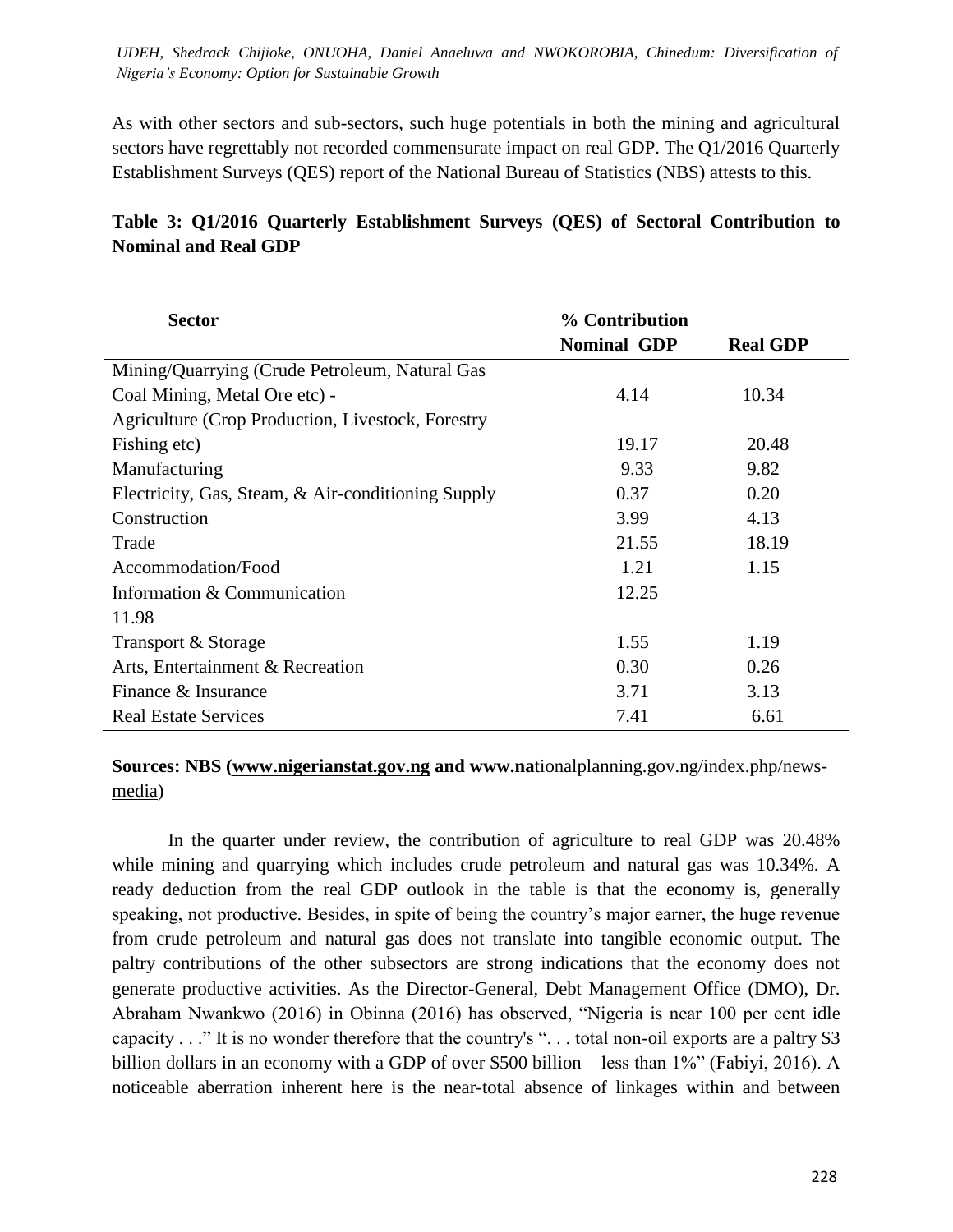As with other sectors and sub-sectors, such huge potentials in both the mining and agricultural sectors have regrettably not recorded commensurate impact on real GDP. The Q1/2016 Quarterly Establishment Surveys (QES) report of the National Bureau of Statistics (NBS) attests to this.

**Table 3: Q1/2016 Quarterly Establishment Surveys (QES) of Sectoral Contribution to Nominal and Real GDP**

| Sector | % Contribution | |
|---|---|---|
| | Nominal GDP | Real GDP |
| Mining/Quarrying (Crude Petroleum, Natural Gas Coal Mining, Metal Ore etc) - | 4.14 | 10.34 |
| Agriculture (Crop Production, Livestock, Forestry Fishing etc) | 19.17 | 20.48 |
| Manufacturing | 9.33 | 9.82 |
| Electricity, Gas, Steam, & Air-conditioning Supply | 0.37 | 0.20 |
| Construction | 3.99 | 4.13 |
| Trade | 21.55 | 18.19 |
| Accommodation/Food | 1.21 | 1.15 |
| Information & Communication | 12.25 | 11.98 |
| Transport & Storage | 1.55 | 1.19 |
| Arts, Entertainment & Recreation | 0.30 | 0.26 |
| Finance & Insurance | 3.71 | 3.13 |
| Real Estate Services | 7.41 | 6.61 |

**Sources: NBS (www.nigerianstat.gov.ng and www.na**tionalplanning.gov.ng/index.php/news-media)

In the quarter under review, the contribution of agriculture to real GDP was 20.48% while mining and quarrying which includes crude petroleum and natural gas was 10.34%. A ready deduction from the real GDP outlook in the table is that the economy is, generally speaking, not productive. Besides, in spite of being the country's major earner, the huge revenue from crude petroleum and natural gas does not translate into tangible economic output. The paltry contributions of the other subsectors are strong indications that the economy does not generate productive activities. As the Director-General, Debt Management Office (DMO), Dr. Abraham Nwankwo (2016) in Obinna (2016) has observed, "Nigeria is near 100 per cent idle capacity . . ." It is no wonder therefore that the country's ". . . total non-oil exports are a paltry $3 billion dollars in an economy with a GDP of over $500 billion – less than 1%" (Fabiyi, 2016). A noticeable aberration inherent here is the near-total absence of linkages within and between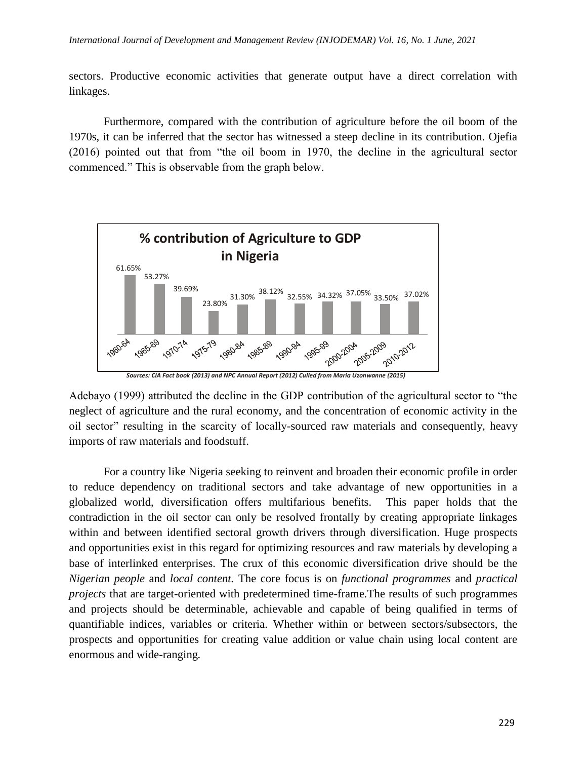sectors. Productive economic activities that generate output have a direct correlation with linkages.

Furthermore, compared with the contribution of agriculture before the oil boom of the 1970s, it can be inferred that the sector has witnessed a steep decline in its contribution. Ojefia (2016) pointed out that from "the oil boom in 1970, the decline in the agricultural sector commenced." This is observable from the graph below.

**% contribution of Agriculture to GDP in Nigeria**

| Period | % contribution |
|---|---|
| 1960-64 | 61.65% |
| 1965-69 | 53.27% |
| 1970-74 | 39.69% |
| 1975-79 | 23.80% |
| 1980-84 | 31.30% |
| 1985-89 | 38.12% |
| 1990-94 | 32.55% |
| 1995-99 | 34.32% |
| 2000-2004 | 37.05% |
| 2005-2009 | 33.50% |
| 2010-2012 | 37.02% |

*Sources: CIA Fact book (2013) and NPC Annual Report (2012) Culled from Maria Uzonwanne (2015)*

Adebayo (1999) attributed the decline in the GDP contribution of the agricultural sector to "the neglect of agriculture and the rural economy, and the concentration of economic activity in the oil sector" resulting in the scarcity of locally-sourced raw materials and consequently, heavy imports of raw materials and foodstuff.

For a country like Nigeria seeking to reinvent and broaden their economic profile in order to reduce dependency on traditional sectors and take advantage of new opportunities in a globalized world, diversification offers multifarious benefits. This paper holds that the contradiction in the oil sector can only be resolved frontally by creating appropriate linkages within and between identified sectoral growth drivers through diversification. Huge prospects and opportunities exist in this regard for optimizing resources and raw materials by developing a base of interlinked enterprises. The crux of this economic diversification drive should be the *Nigerian people* and *local content.* The core focus is on *functional programmes* and *practical projects* that are target-oriented with predetermined time-frame.The results of such programmes and projects should be determinable, achievable and capable of being qualified in terms of quantifiable indices, variables or criteria. Whether within or between sectors/subsectors, the prospects and opportunities for creating value addition or value chain using local content are enormous and wide-ranging.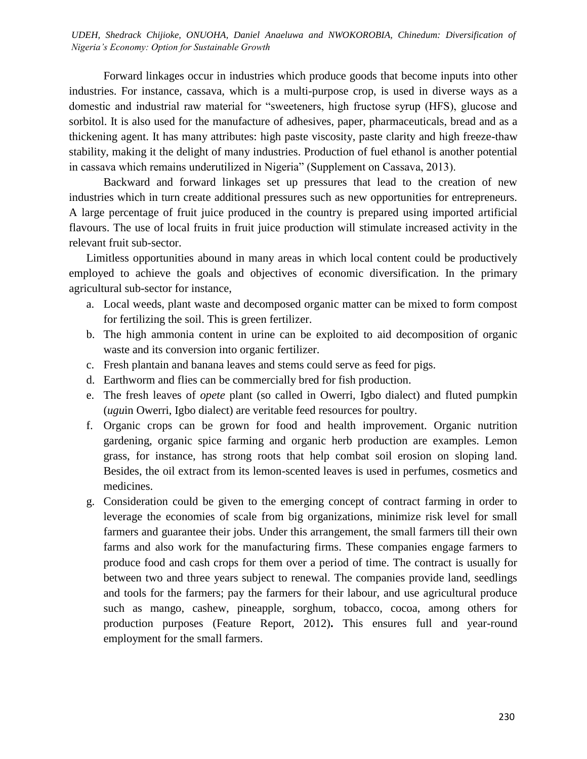Forward linkages occur in industries which produce goods that become inputs into other industries. For instance, cassava, which is a multi-purpose crop, is used in diverse ways as a domestic and industrial raw material for "sweeteners, high fructose syrup (HFS), glucose and sorbitol. It is also used for the manufacture of adhesives, paper, pharmaceuticals, bread and as a thickening agent. It has many attributes: high paste viscosity, paste clarity and high freeze-thaw stability, making it the delight of many industries. Production of fuel ethanol is another potential in cassava which remains underutilized in Nigeria" (Supplement on Cassava, 2013).

Backward and forward linkages set up pressures that lead to the creation of new industries which in turn create additional pressures such as new opportunities for entrepreneurs. A large percentage of fruit juice produced in the country is prepared using imported artificial flavours. The use of local fruits in fruit juice production will stimulate increased activity in the relevant fruit sub-sector.

Limitless opportunities abound in many areas in which local content could be productively employed to achieve the goals and objectives of economic diversification. In the primary agricultural sub-sector for instance,

a. Local weeds, plant waste and decomposed organic matter can be mixed to form compost for fertilizing the soil. This is green fertilizer.
b. The high ammonia content in urine can be exploited to aid decomposition of organic waste and its conversion into organic fertilizer.
c. Fresh plantain and banana leaves and stems could serve as feed for pigs.
d. Earthworm and flies can be commercially bred for fish production.
e. The fresh leaves of *opete* plant (so called in Owerri, Igbo dialect) and fluted pumpkin (*ugu*in Owerri, Igbo dialect) are veritable feed resources for poultry.
f. Organic crops can be grown for food and health improvement. Organic nutrition gardening, organic spice farming and organic herb production are examples. Lemon grass, for instance, has strong roots that help combat soil erosion on sloping land. Besides, the oil extract from its lemon-scented leaves is used in perfumes, cosmetics and medicines.
g. Consideration could be given to the emerging concept of contract farming in order to leverage the economies of scale from big organizations, minimize risk level for small farmers and guarantee their jobs. Under this arrangement, the small farmers till their own farms and also work for the manufacturing firms. These companies engage farmers to produce food and cash crops for them over a period of time. The contract is usually for between two and three years subject to renewal. The companies provide land, seedlings and tools for the farmers; pay the farmers for their labour, and use agricultural produce such as mango, cashew, pineapple, sorghum, tobacco, cocoa, among others for production purposes (Feature Report, 2012)**.** This ensures full and year-round employment for the small farmers.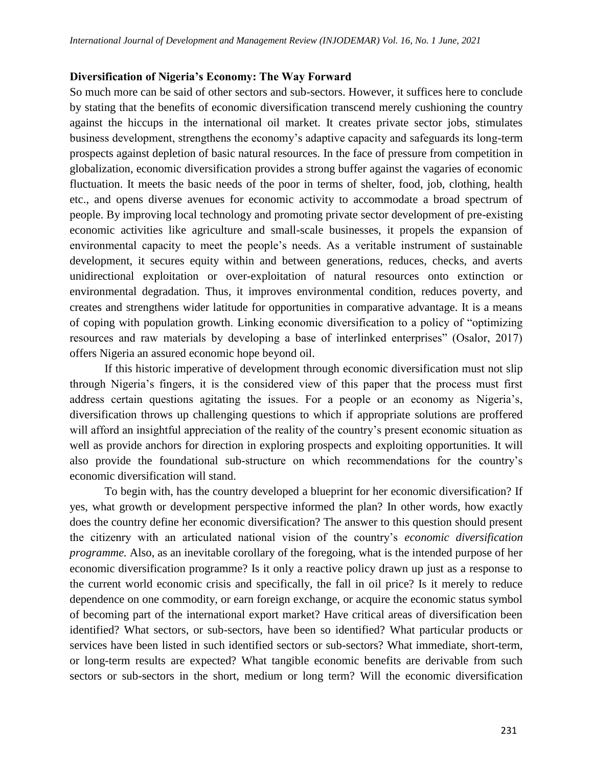### Diversification of Nigeria's Economy: The Way Forward

So much more can be said of other sectors and sub-sectors. However, it suffices here to conclude by stating that the benefits of economic diversification transcend merely cushioning the country against the hiccups in the international oil market. It creates private sector jobs, stimulates business development, strengthens the economy's adaptive capacity and safeguards its long-term prospects against depletion of basic natural resources. In the face of pressure from competition in globalization, economic diversification provides a strong buffer against the vagaries of economic fluctuation. It meets the basic needs of the poor in terms of shelter, food, job, clothing, health etc., and opens diverse avenues for economic activity to accommodate a broad spectrum of people. By improving local technology and promoting private sector development of pre-existing economic activities like agriculture and small-scale businesses, it propels the expansion of environmental capacity to meet the people's needs. As a veritable instrument of sustainable development, it secures equity within and between generations, reduces, checks, and averts unidirectional exploitation or over-exploitation of natural resources onto extinction or environmental degradation. Thus, it improves environmental condition, reduces poverty, and creates and strengthens wider latitude for opportunities in comparative advantage. It is a means of coping with population growth. Linking economic diversification to a policy of "optimizing resources and raw materials by developing a base of interlinked enterprises" (Osalor, 2017) offers Nigeria an assured economic hope beyond oil.

If this historic imperative of development through economic diversification must not slip through Nigeria's fingers, it is the considered view of this paper that the process must first address certain questions agitating the issues. For a people or an economy as Nigeria's, diversification throws up challenging questions to which if appropriate solutions are proffered will afford an insightful appreciation of the reality of the country's present economic situation as well as provide anchors for direction in exploring prospects and exploiting opportunities. It will also provide the foundational sub-structure on which recommendations for the country's economic diversification will stand.

To begin with, has the country developed a blueprint for her economic diversification? If yes, what growth or development perspective informed the plan? In other words, how exactly does the country define her economic diversification? The answer to this question should present the citizenry with an articulated national vision of the country's *economic diversification programme.* Also, as an inevitable corollary of the foregoing, what is the intended purpose of her economic diversification programme? Is it only a reactive policy drawn up just as a response to the current world economic crisis and specifically, the fall in oil price? Is it merely to reduce dependence on one commodity, or earn foreign exchange, or acquire the economic status symbol of becoming part of the international export market? Have critical areas of diversification been identified? What sectors, or sub-sectors, have been so identified? What particular products or services have been listed in such identified sectors or sub-sectors? What immediate, short-term, or long-term results are expected? What tangible economic benefits are derivable from such sectors or sub-sectors in the short, medium or long term? Will the economic diversification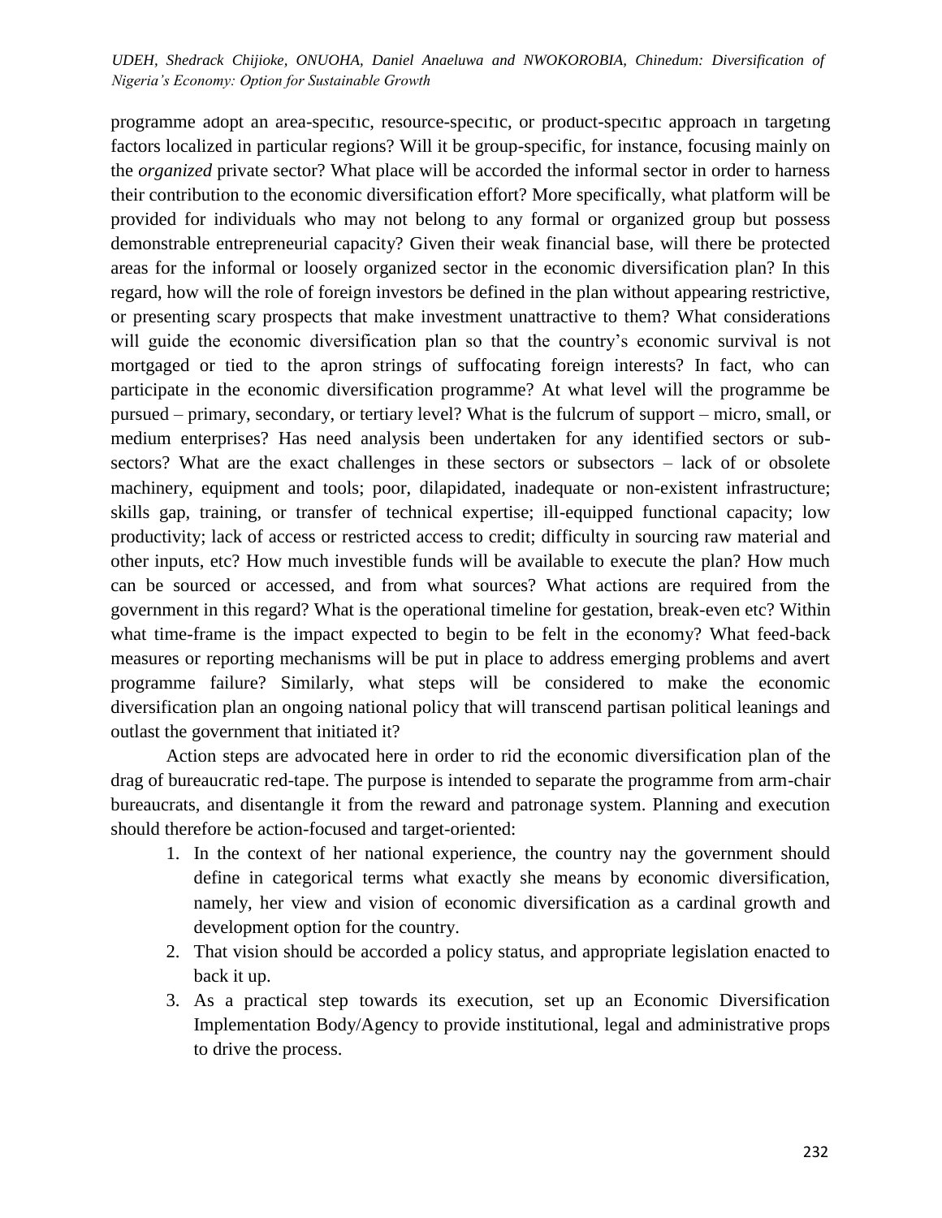programme adopt an area-specific, resource-specific, or product-specific approach in targeting factors localized in particular regions? Will it be group-specific, for instance, focusing mainly on the *organized* private sector? What place will be accorded the informal sector in order to harness their contribution to the economic diversification effort? More specifically, what platform will be provided for individuals who may not belong to any formal or organized group but possess demonstrable entrepreneurial capacity? Given their weak financial base, will there be protected areas for the informal or loosely organized sector in the economic diversification plan? In this regard, how will the role of foreign investors be defined in the plan without appearing restrictive, or presenting scary prospects that make investment unattractive to them? What considerations will guide the economic diversification plan so that the country's economic survival is not mortgaged or tied to the apron strings of suffocating foreign interests? In fact, who can participate in the economic diversification programme? At what level will the programme be pursued – primary, secondary, or tertiary level? What is the fulcrum of support – micro, small, or medium enterprises? Has need analysis been undertaken for any identified sectors or sub-sectors? What are the exact challenges in these sectors or subsectors – lack of or obsolete machinery, equipment and tools; poor, dilapidated, inadequate or non-existent infrastructure; skills gap, training, or transfer of technical expertise; ill-equipped functional capacity; low productivity; lack of access or restricted access to credit; difficulty in sourcing raw material and other inputs, etc? How much investible funds will be available to execute the plan? How much can be sourced or accessed, and from what sources? What actions are required from the government in this regard? What is the operational timeline for gestation, break-even etc? Within what time-frame is the impact expected to begin to be felt in the economy? What feed-back measures or reporting mechanisms will be put in place to address emerging problems and avert programme failure? Similarly, what steps will be considered to make the economic diversification plan an ongoing national policy that will transcend partisan political leanings and outlast the government that initiated it?

Action steps are advocated here in order to rid the economic diversification plan of the drag of bureaucratic red-tape. The purpose is intended to separate the programme from arm-chair bureaucrats, and disentangle it from the reward and patronage system. Planning and execution should therefore be action-focused and target-oriented:

1. In the context of her national experience, the country nay the government should define in categorical terms what exactly she means by economic diversification, namely, her view and vision of economic diversification as a cardinal growth and development option for the country.
2. That vision should be accorded a policy status, and appropriate legislation enacted to back it up.
3. As a practical step towards its execution, set up an Economic Diversification Implementation Body/Agency to provide institutional, legal and administrative props to drive the process.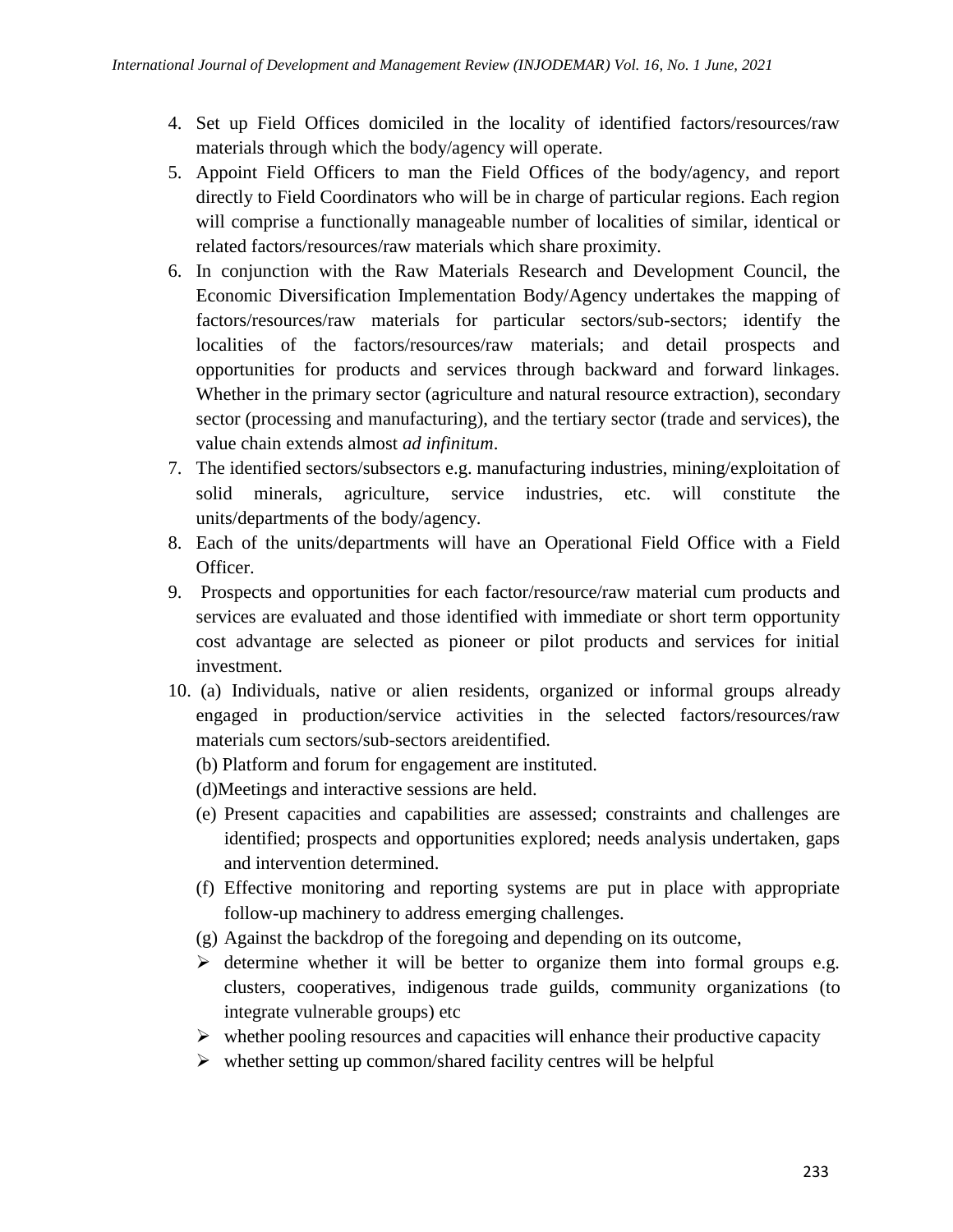4. Set up Field Offices domiciled in the locality of identified factors/resources/raw materials through which the body/agency will operate.
5. Appoint Field Officers to man the Field Offices of the body/agency, and report directly to Field Coordinators who will be in charge of particular regions. Each region will comprise a functionally manageable number of localities of similar, identical or related factors/resources/raw materials which share proximity.
6. In conjunction with the Raw Materials Research and Development Council, the Economic Diversification Implementation Body/Agency undertakes the mapping of factors/resources/raw materials for particular sectors/sub-sectors; identify the localities of the factors/resources/raw materials; and detail prospects and opportunities for products and services through backward and forward linkages. Whether in the primary sector (agriculture and natural resource extraction), secondary sector (processing and manufacturing), and the tertiary sector (trade and services), the value chain extends almost *ad infinitum*.
7. The identified sectors/subsectors e.g. manufacturing industries, mining/exploitation of solid minerals, agriculture, service industries, etc. will constitute the units/departments of the body/agency.
8. Each of the units/departments will have an Operational Field Office with a Field Officer.
9. Prospects and opportunities for each factor/resource/raw material cum products and services are evaluated and those identified with immediate or short term opportunity cost advantage are selected as pioneer or pilot products and services for initial investment.
10. (a) Individuals, native or alien residents, organized or informal groups already engaged in production/service activities in the selected factors/resources/raw materials cum sectors/sub-sectors areidentified.

    (b) Platform and forum for engagement are instituted.

    (d)Meetings and interactive sessions are held.

    (e) Present capacities and capabilities are assessed; constraints and challenges are identified; prospects and opportunities explored; needs analysis undertaken, gaps and intervention determined.

    (f) Effective monitoring and reporting systems are put in place with appropriate follow-up machinery to address emerging challenges.

    (g) Against the backdrop of the foregoing and depending on its outcome,

    - determine whether it will be better to organize them into formal groups e.g. clusters, cooperatives, indigenous trade guilds, community organizations (to integrate vulnerable groups) etc
    - whether pooling resources and capacities will enhance their productive capacity
    - whether setting up common/shared facility centres will be helpful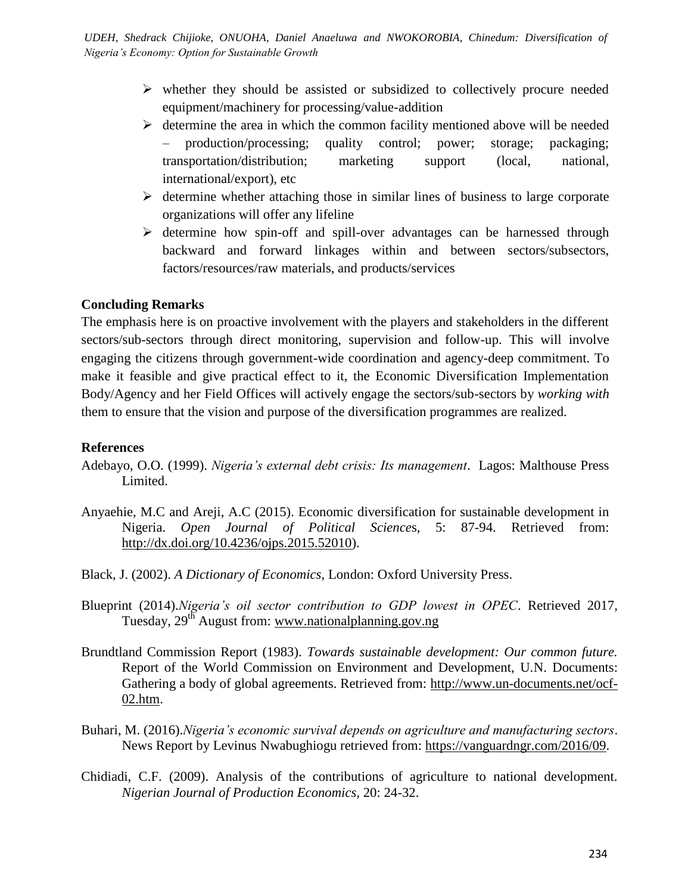- whether they should be assisted or subsidized to collectively procure needed equipment/machinery for processing/value-addition
- determine the area in which the common facility mentioned above will be needed – production/processing; quality control; power; storage; packaging; transportation/distribution; marketing support (local, national, international/export), etc
- determine whether attaching those in similar lines of business to large corporate organizations will offer any lifeline
- determine how spin-off and spill-over advantages can be harnessed through backward and forward linkages within and between sectors/subsectors, factors/resources/raw materials, and products/services

## Concluding Remarks

The emphasis here is on proactive involvement with the players and stakeholders in the different sectors/sub-sectors through direct monitoring, supervision and follow-up. This will involve engaging the citizens through government-wide coordination and agency-deep commitment. To make it feasible and give practical effect to it, the Economic Diversification Implementation Body/Agency and her Field Offices will actively engage the sectors/sub-sectors by *working with* them to ensure that the vision and purpose of the diversification programmes are realized.

## References

Adebayo, O.O. (1999). *Nigeria's external debt crisis: Its management*. Lagos: Malthouse Press Limited.

Anyaehie, M.C and Areji, A.C (2015). Economic diversification for sustainable development in Nigeria. *Open Journal of Political Sciences*, 5: 87-94. Retrieved from: http://dx.doi.org/10.4236/ojps.2015.52010).

Black, J. (2002). *A Dictionary of Economics,* London: Oxford University Press.

Blueprint (2014).*Nigeria's oil sector contribution to GDP lowest in OPEC*. Retrieved 2017, Tuesday, 29th August from: www.nationalplanning.gov.ng

Brundtland Commission Report (1983). *Towards sustainable development: Our common future.* Report of the World Commission on Environment and Development, U.N. Documents: Gathering a body of global agreements. Retrieved from: http://www.un-documents.net/ocf-02.htm.

Buhari, M. (2016).*Nigeria's economic survival depends on agriculture and manufacturing sectors*. News Report by Levinus Nwabughiogu retrieved from: https://vanguardngr.com/2016/09.

Chidiadi, C.F. (2009). Analysis of the contributions of agriculture to national development. *Nigerian Journal of Production Economics*, 20: 24-32.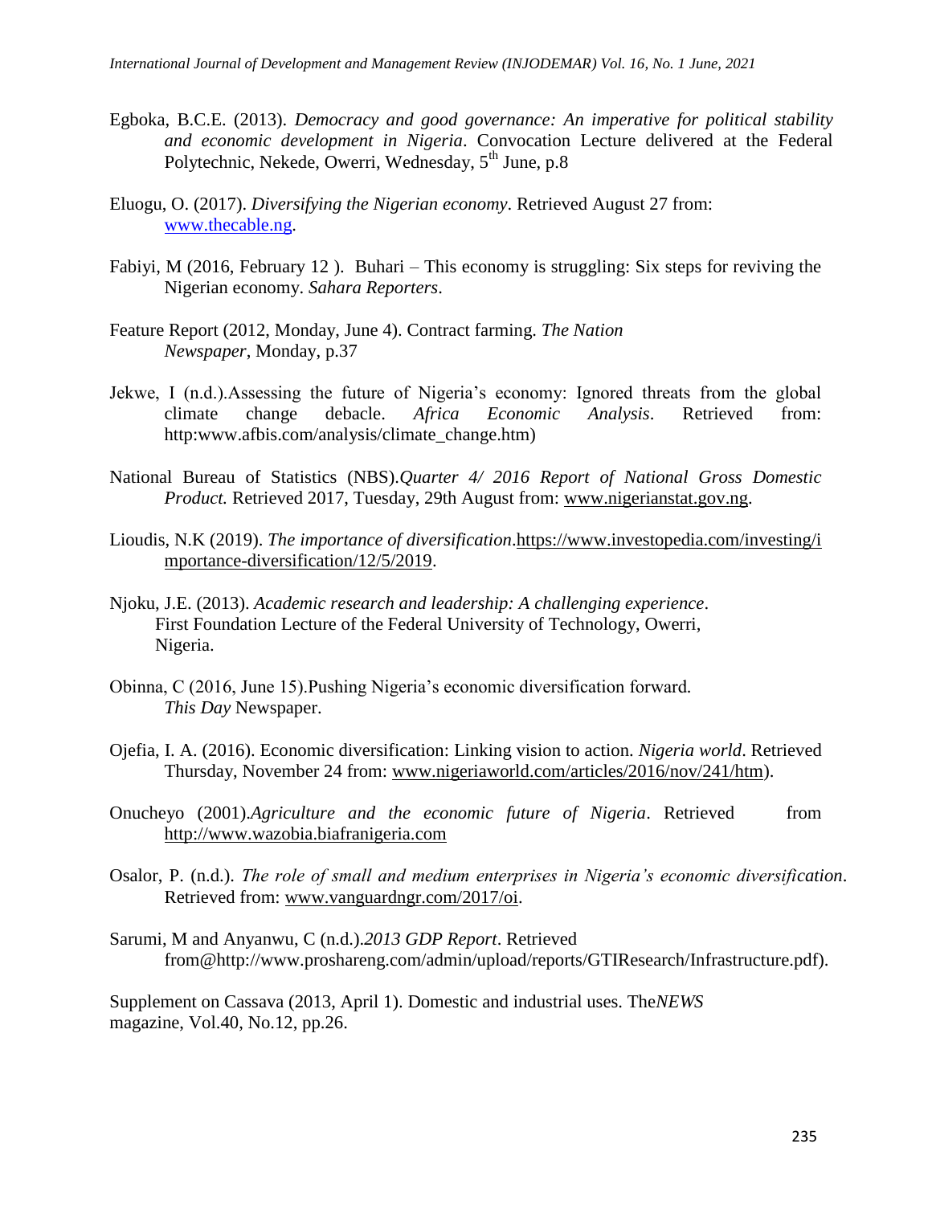Egboka, B.C.E. (2013). *Democracy and good governance: An imperative for political stability and economic development in Nigeria*. Convocation Lecture delivered at the Federal Polytechnic, Nekede, Owerri, Wednesday, 5th June, p.8

Eluogu, O. (2017). *Diversifying the Nigerian economy*. Retrieved August 27 from: www.thecable.ng.

Fabiyi, M (2016, February 12 ). Buhari – This economy is struggling: Six steps for reviving the Nigerian economy. *Sahara Reporters*.

Feature Report (2012, Monday, June 4). Contract farming. *The Nation Newspaper*, Monday, p.37

Jekwe, I (n.d.).Assessing the future of Nigeria's economy: Ignored threats from the global climate change debacle. *Africa Economic Analysis*. Retrieved from: http:www.afbis.com/analysis/climate_change.htm)

National Bureau of Statistics (NBS).*Quarter 4/ 2016 Report of National Gross Domestic Product.* Retrieved 2017, Tuesday, 29th August from: www.nigerianstat.gov.ng.

Lioudis, N.K (2019). *The importance of diversification*.https://www.investopedia.com/investing/importance-diversification/12/5/2019.

Njoku, J.E. (2013). *Academic research and leadership: A challenging experience*. First Foundation Lecture of the Federal University of Technology, Owerri, Nigeria.

Obinna, C (2016, June 15).Pushing Nigeria's economic diversification forward. *This Day* Newspaper.

Ojefia, I. A. (2016). Economic diversification: Linking vision to action. *Nigeria world*. Retrieved Thursday, November 24 from: www.nigeriaworld.com/articles/2016/nov/241/htm).

Onucheyo (2001).*Agriculture and the economic future of Nigeria*. Retrieved from http://www.wazobia.biafranigeria.com

Osalor, P. (n.d.). *The role of small and medium enterprises in Nigeria's economic diversification*. Retrieved from: www.vanguardngr.com/2017/oi.

Sarumi, M and Anyanwu, C (n.d.).*2013 GDP Report*. Retrieved from@http://www.proshareng.com/admin/upload/reports/GTIResearch/Infrastructure.pdf).

Supplement on Cassava (2013, April 1). Domestic and industrial uses. The*NEWS* magazine, Vol.40, No.12, pp.26.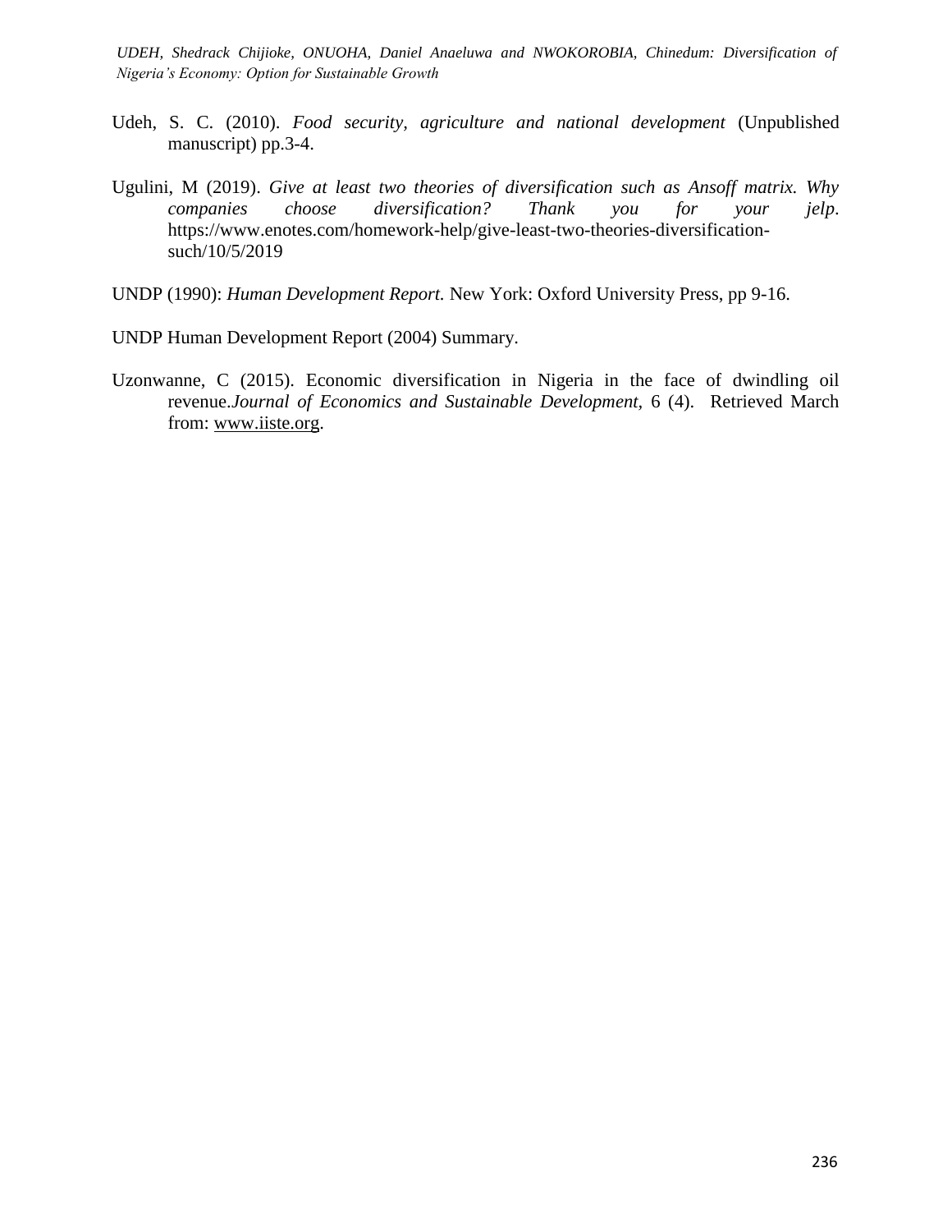Udeh, S. C. (2010). *Food security, agriculture and national development* (Unpublished manuscript) pp.3-4.

Ugulini, M (2019). *Give at least two theories of diversification such as Ansoff matrix. Why companies choose diversification? Thank you for your jelp*. https://www.enotes.com/homework-help/give-least-two-theories-diversification-such/10/5/2019

UNDP (1990): *Human Development Report.* New York: Oxford University Press, pp 9-16.

UNDP Human Development Report (2004) Summary.

Uzonwanne, C (2015). Economic diversification in Nigeria in the face of dwindling oil revenue.*Journal of Economics and Sustainable Development*, 6 (4). Retrieved March from: www.iiste.org.